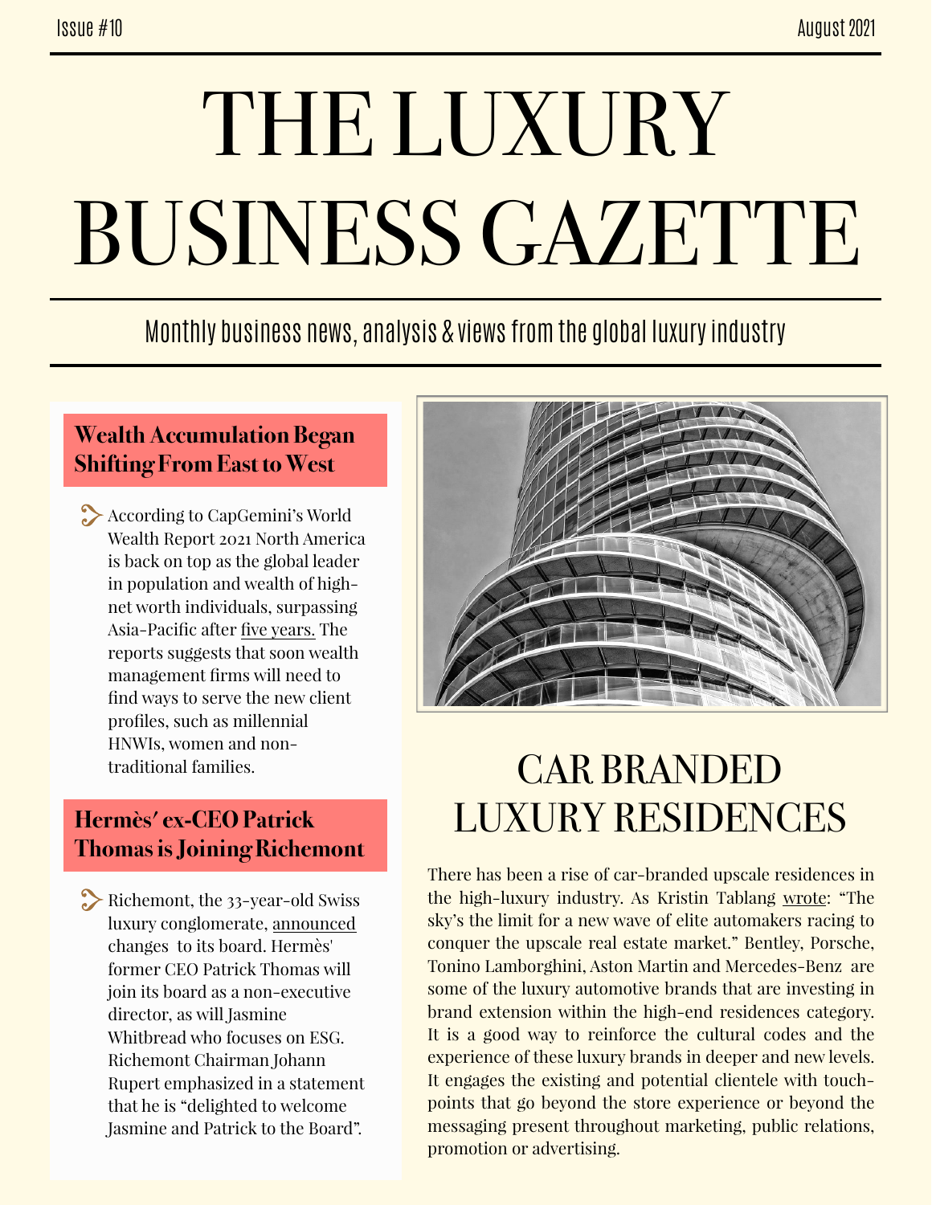Issue #10 August 2021

# THE LUXURY BUSINESS GAZETTE

Monthly business news, analysis & views from the global luxury industry

## Wealth Accumulation Began Shifting From East to West

According to CapGemini's World Wealth Report 2021 North America is back on top as the global leader in population and wealth of high-net worth individuals, surpassing Asia-Pacific after five years. The reports suggests that soon wealth management firms will need to find ways to serve the new client profiles, such as millennial HNWIs, women and non-traditional families.

## Hermès' ex-CEO Patrick Thomas is Joining Richemont

Richemont, the 33-year-old Swiss luxury conglomerate, announced changes to its board. Hermès' former CEO Patrick Thomas will join its board as a non-executive director, as will Jasmine Whitbread who focuses on ESG. Richemont Chairman Johann Rupert emphasized in a statement that he is "delighted to welcome Jasmine and Patrick to the Board".

## CAR BRANDED LUXURY RESIDENCES

There has been a rise of car-branded upscale residences in the high-luxury industry. As Kristin Tablang wrote: "The sky's the limit for a new wave of elite automakers racing to conquer the upscale real estate market." Bentley, Porsche, Tonino Lamborghini, Aston Martin and Mercedes-Benz are some of the luxury automotive brands that are investing in brand extension within the high-end residences category. It is a good way to reinforce the cultural codes and the experience of these luxury brands in deeper and new levels. It engages the existing and potential clientele with touch-points that go beyond the store experience or beyond the messaging present throughout marketing, public relations, promotion or advertising.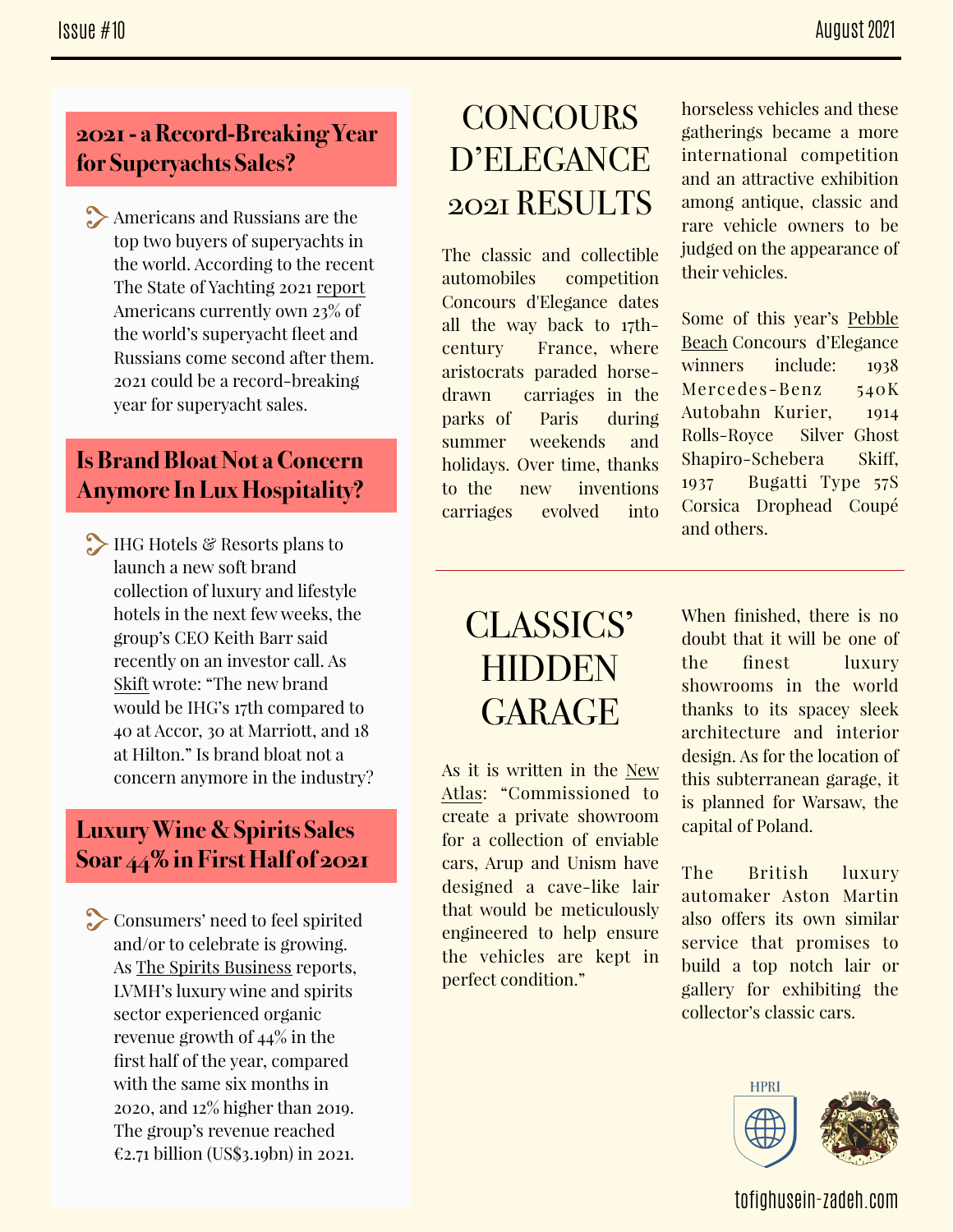## 2021 - a Record-Breaking Year for Superyachts Sales?

- Americans and Russians are the top two buyers of superyachts in the world. According to the recent The State of Yachting 2021 report Americans currently own 23% of the world's superyacht fleet and Russians come second after them. 2021 could be a record-breaking year for superyacht sales.

## Is Brand Bloat Not a Concern Anymore In Lux Hospitality?

- IHG Hotels & Resorts plans to launch a new soft brand collection of luxury and lifestyle hotels in the next few weeks, the group's CEO Keith Barr said recently on an investor call. As Skift wrote: "The new brand would be IHG's 17th compared to 40 at Accor, 30 at Marriott, and 18 at Hilton." Is brand bloat not a concern anymore in the industry?

## Luxury Wine & Spirits Sales Soar 44% in First Half of 2021

- Consumers' need to feel spirited and/or to celebrate is growing. As The Spirits Business reports, LVMH's luxury wine and spirits sector experienced organic revenue growth of 44% in the first half of the year, compared with the same six months in 2020, and 12% higher than 2019. The group's revenue reached €2.71 billion (US$3.19bn) in 2021.

# CONCOURS D'ELEGANCE 2021 RESULTS

The classic and collectible automobiles competition Concours d'Elegance dates all the way back to 17th-century France, where aristocrats paraded horse-drawn carriages in the parks of Paris during summer weekends and holidays. Over time, thanks to the new inventions carriages evolved into horseless vehicles and these gatherings became a more international competition and an attractive exhibition among antique, classic and rare vehicle owners to be judged on the appearance of their vehicles.

Some of this year's Pebble Beach Concours d'Elegance winners include: 1938 Mercedes-Benz 540K Autobahn Kurier, 1914 Rolls-Royce Silver Ghost Shapiro-Schebera Skiff, 1937 Bugatti Type 57S Corsica Drophead Coupé and others.

# CLASSICS' HIDDEN GARAGE

As it is written in the New Atlas: "Commissioned to create a private showroom for a collection of enviable cars, Arup and Unism have designed a cave-like lair that would be meticulously engineered to help ensure the vehicles are kept in perfect condition."

When finished, there is no doubt that it will be one of the finest luxury showrooms in the world thanks to its spacey sleek architecture and interior design. As for the location of this subterranean garage, it is planned for Warsaw, the capital of Poland.

The British luxury automaker Aston Martin also offers its own similar service that promises to build a top notch lair or gallery for exhibiting the collector's classic cars.

HPRI

tofighusein-zadeh.com